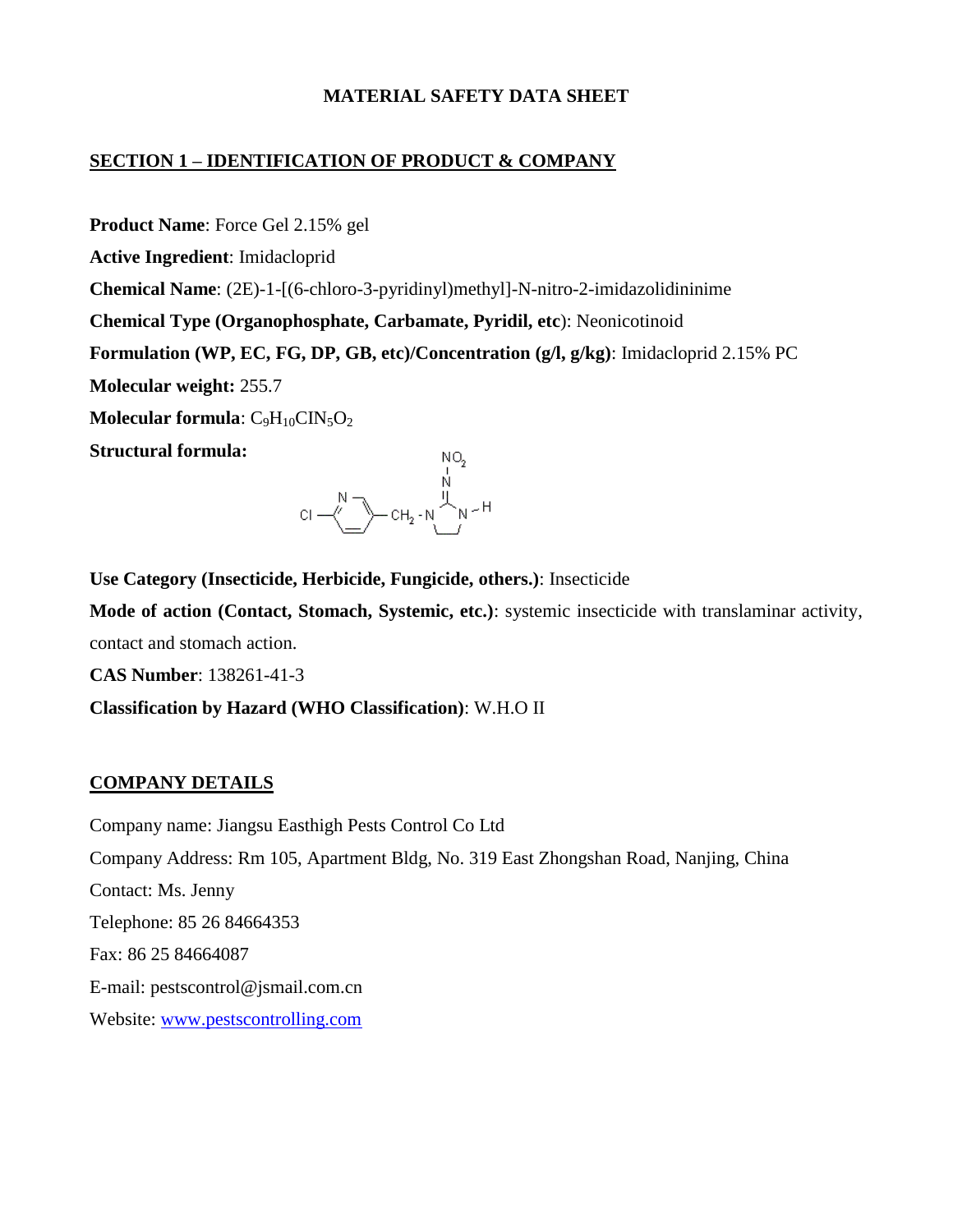# MATERIAL SAFETY DATA SHEET

## SECTION 1 – IDENTIFICATION OF PRODUCT & COMPANY

**Product Name**: Force Gel 2.15% gel

**Active Ingredient**: Imidacloprid

**Chemical Name**: (2E)-1-[(6-chloro-3-pyridinyl)methyl]-N-nitro-2-imidazolidininime

**Chemical Type (Organophosphate, Carbamate, Pyridil, etc)**: Neonicotinoid

**Formulation (WP, EC, FG, DP, GB, etc)/Concentration (g/l, g/kg)**: Imidacloprid 2.15% PC

**Molecular weight:** 255.7

**Molecular formula**: $C_9H_{10}ClN_5O_2$

**Structural formula:**

**Use Category (Insecticide, Herbicide, Fungicide, others.)**: Insecticide

**Mode of action (Contact, Stomach, Systemic, etc.)**: systemic insecticide with translaminar activity, contact and stomach action.

**CAS Number**: 138261-41-3

**Classification by Hazard (WHO Classification)**: W.H.O II

## COMPANY DETAILS

Company name: Jiangsu Easthigh Pests Control Co Ltd

Company Address: Rm 105, Apartment Bldg, No. 319 East Zhongshan Road, Nanjing, China

Contact: Ms. Jenny

Telephone: 85 26 84664353

Fax: 86 25 84664087

E-mail: pestscontrol@jsmail.com.cn

Website: www.pestscontrolling.com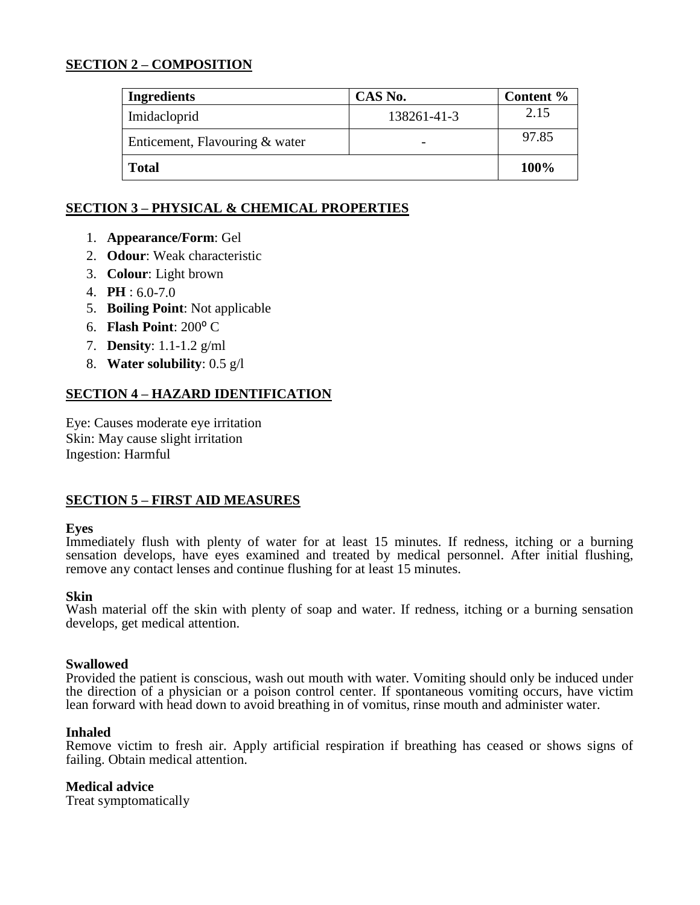## SECTION 2 – COMPOSITION

| Ingredients | CAS No. | Content % |
|---|---|---|
| Imidacloprid | 138261-41-3 | 2.15 |
| Enticement, Flavouring & water | - | 97.85 |
| **Total** | | **100%** |

## SECTION 3 – PHYSICAL & CHEMICAL PROPERTIES

1. **Appearance/Form**: Gel
2. **Odour**: Weak characteristic
3. **Colour**: Light brown
4. **PH** : 6.0-7.0
5. **Boiling Point**: Not applicable
6. **Flash Point**: $200^{o}$ C
7. **Density**: 1.1-1.2 g/ml
8. **Water solubility**: 0.5 g/l

## SECTION 4 – HAZARD IDENTIFICATION

Eye: Causes moderate eye irritation
Skin: May cause slight irritation
Ingestion: Harmful

## SECTION 5 – FIRST AID MEASURES

**Eyes**
Immediately flush with plenty of water for at least 15 minutes. If redness, itching or a burning sensation develops, have eyes examined and treated by medical personnel. After initial flushing, remove any contact lenses and continue flushing for at least 15 minutes.

**Skin**
Wash material off the skin with plenty of soap and water. If redness, itching or a burning sensation develops, get medical attention.

**Swallowed**
Provided the patient is conscious, wash out mouth with water. Vomiting should only be induced under the direction of a physician or a poison control center. If spontaneous vomiting occurs, have victim lean forward with head down to avoid breathing in of vomitus, rinse mouth and administer water.

**Inhaled**
Remove victim to fresh air. Apply artificial respiration if breathing has ceased or shows signs of failing. Obtain medical attention.

**Medical advice**
Treat symptomatically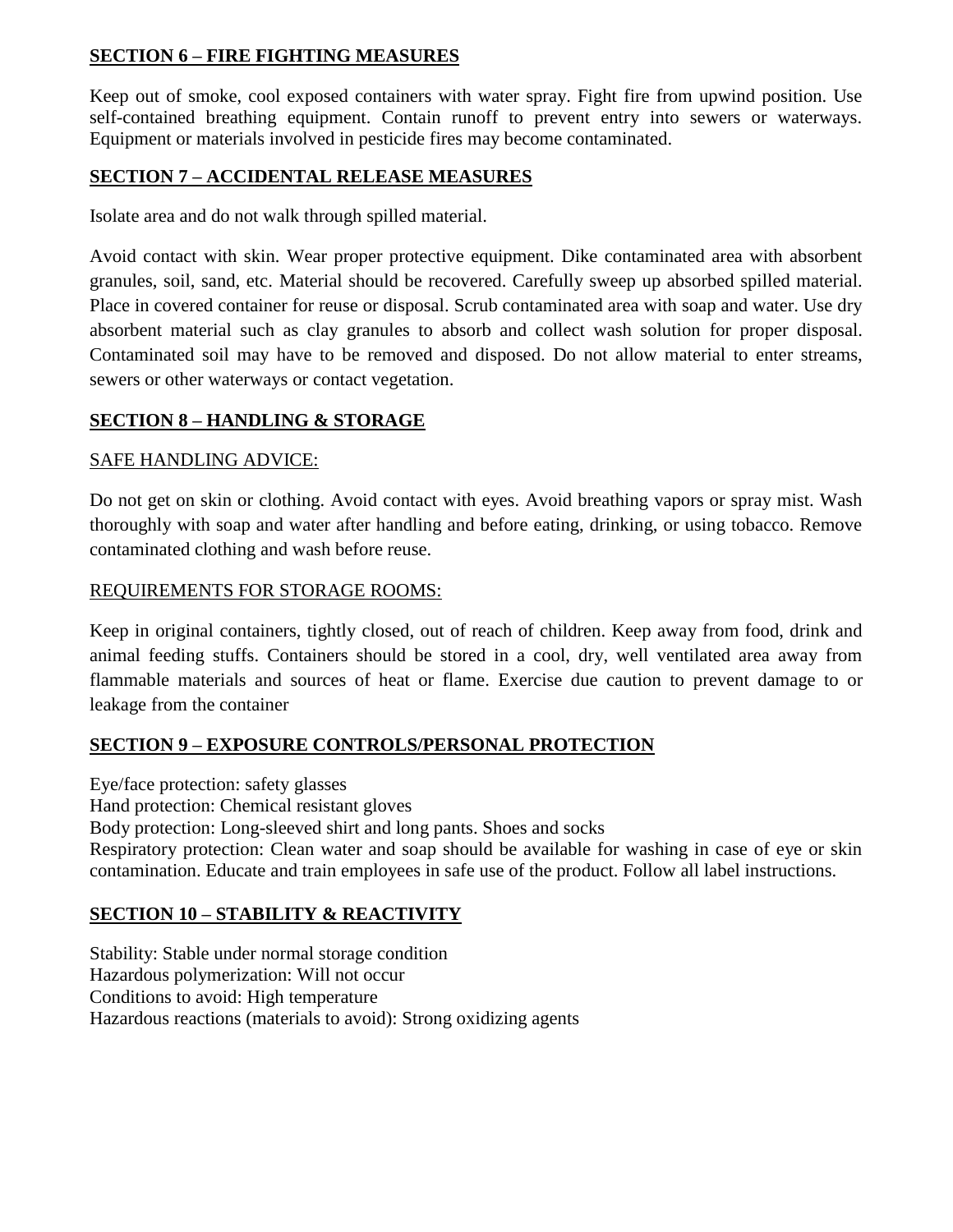## SECTION 6 – FIRE FIGHTING MEASURES

Keep out of smoke, cool exposed containers with water spray. Fight fire from upwind position. Use self-contained breathing equipment. Contain runoff to prevent entry into sewers or waterways. Equipment or materials involved in pesticide fires may become contaminated.

## SECTION 7 – ACCIDENTAL RELEASE MEASURES

Isolate area and do not walk through spilled material.

Avoid contact with skin. Wear proper protective equipment. Dike contaminated area with absorbent granules, soil, sand, etc. Material should be recovered. Carefully sweep up absorbed spilled material. Place in covered container for reuse or disposal. Scrub contaminated area with soap and water. Use dry absorbent material such as clay granules to absorb and collect wash solution for proper disposal. Contaminated soil may have to be removed and disposed. Do not allow material to enter streams, sewers or other waterways or contact vegetation.

## SECTION 8 – HANDLING & STORAGE

### SAFE HANDLING ADVICE:

Do not get on skin or clothing. Avoid contact with eyes. Avoid breathing vapors or spray mist. Wash thoroughly with soap and water after handling and before eating, drinking, or using tobacco. Remove contaminated clothing and wash before reuse.

### REQUIREMENTS FOR STORAGE ROOMS:

Keep in original containers, tightly closed, out of reach of children. Keep away from food, drink and animal feeding stuffs. Containers should be stored in a cool, dry, well ventilated area away from flammable materials and sources of heat or flame. Exercise due caution to prevent damage to or leakage from the container

## SECTION 9 – EXPOSURE CONTROLS/PERSONAL PROTECTION

Eye/face protection: safety glasses
Hand protection: Chemical resistant gloves
Body protection: Long-sleeved shirt and long pants. Shoes and socks
Respiratory protection: Clean water and soap should be available for washing in case of eye or skin contamination. Educate and train employees in safe use of the product. Follow all label instructions.

## SECTION 10 – STABILITY & REACTIVITY

Stability: Stable under normal storage condition
Hazardous polymerization: Will not occur
Conditions to avoid: High temperature
Hazardous reactions (materials to avoid): Strong oxidizing agents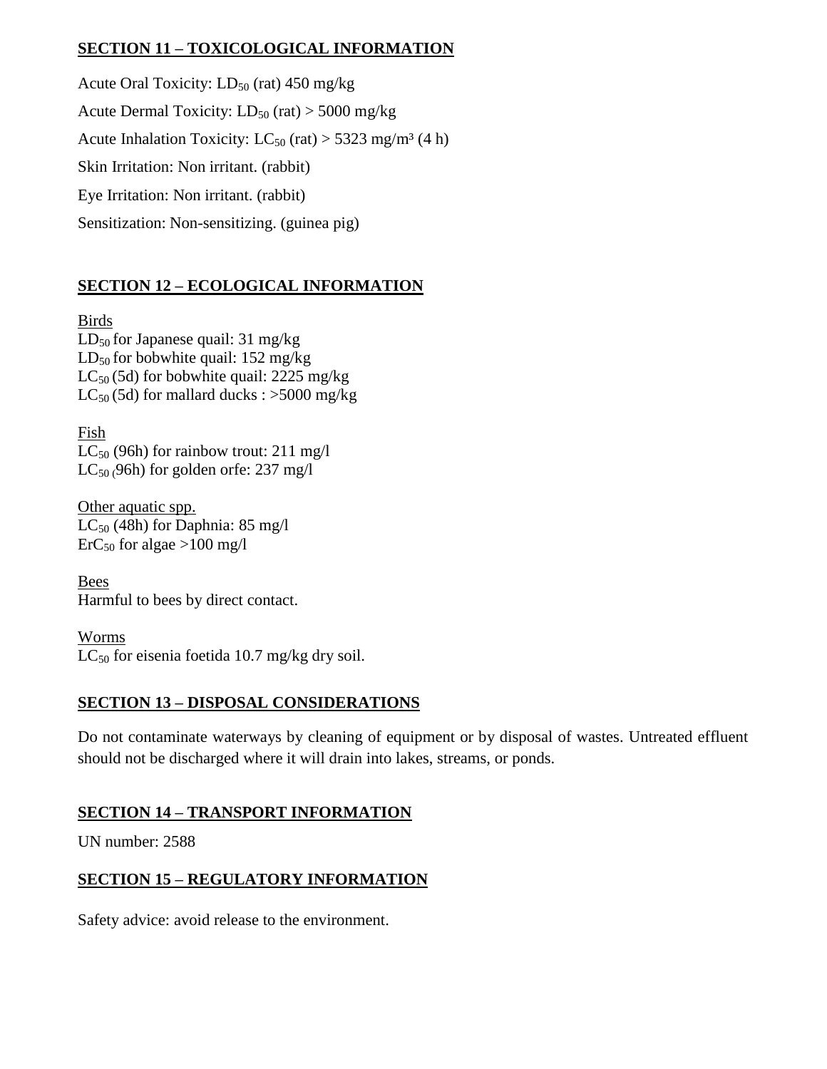## SECTION 11 – TOXICOLOGICAL INFORMATION

Acute Oral Toxicity: $LD_{50}$ (rat) 450 mg/kg

Acute Dermal Toxicity: $LD_{50}$ (rat) > 5000 mg/kg

Acute Inhalation Toxicity: $LC_{50}$ (rat) > 5323 mg/m³ (4 h)

Skin Irritation: Non irritant. (rabbit)

Eye Irritation: Non irritant. (rabbit)

Sensitization: Non-sensitizing. (guinea pig)

## SECTION 12 – ECOLOGICAL INFORMATION

Birds
$LD_{50}$ for Japanese quail: 31 mg/kg
$LD_{50}$ for bobwhite quail: 152 mg/kg
$LC_{50}$ (5d) for bobwhite quail: 2225 mg/kg
$LC_{50}$ (5d) for mallard ducks : >5000 mg/kg

Fish
$LC_{50}$ (96h) for rainbow trout: 211 mg/l
$LC_{50}$ (96h) for golden orfe: 237 mg/l

Other aquatic spp.
$LC_{50}$ (48h) for Daphnia: 85 mg/l
$ErC_{50}$ for algae >100 mg/l

Bees
Harmful to bees by direct contact.

Worms
$LC_{50}$ for eisenia foetida 10.7 mg/kg dry soil.

## SECTION 13 – DISPOSAL CONSIDERATIONS

Do not contaminate waterways by cleaning of equipment or by disposal of wastes. Untreated effluent should not be discharged where it will drain into lakes, streams, or ponds.

## SECTION 14 – TRANSPORT INFORMATION

UN number: 2588

## SECTION 15 – REGULATORY INFORMATION

Safety advice: avoid release to the environment.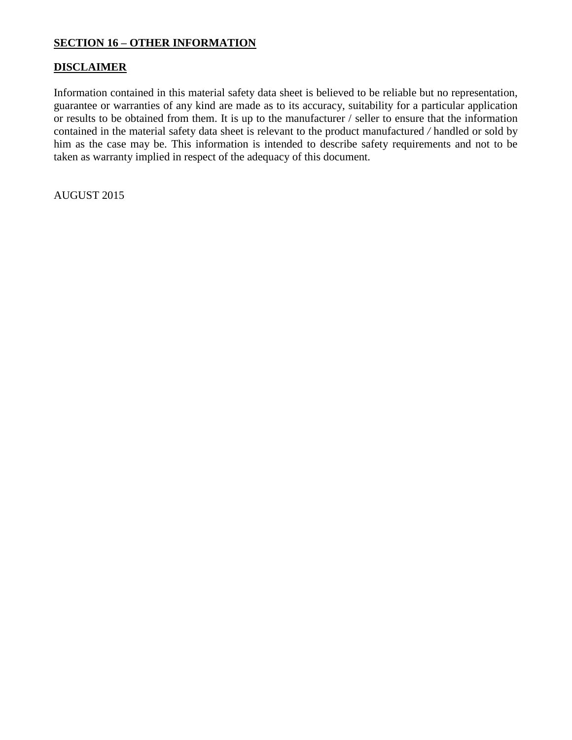## SECTION 16 – OTHER INFORMATION

## DISCLAIMER

Information contained in this material safety data sheet is believed to be reliable but no representation, guarantee or warranties of any kind are made as to its accuracy, suitability for a particular application or results to be obtained from them. It is up to the manufacturer / seller to ensure that the information contained in the material safety data sheet is relevant to the product manufactured / handled or sold by him as the case may be. This information is intended to describe safety requirements and not to be taken as warranty implied in respect of the adequacy of this document.

AUGUST 2015